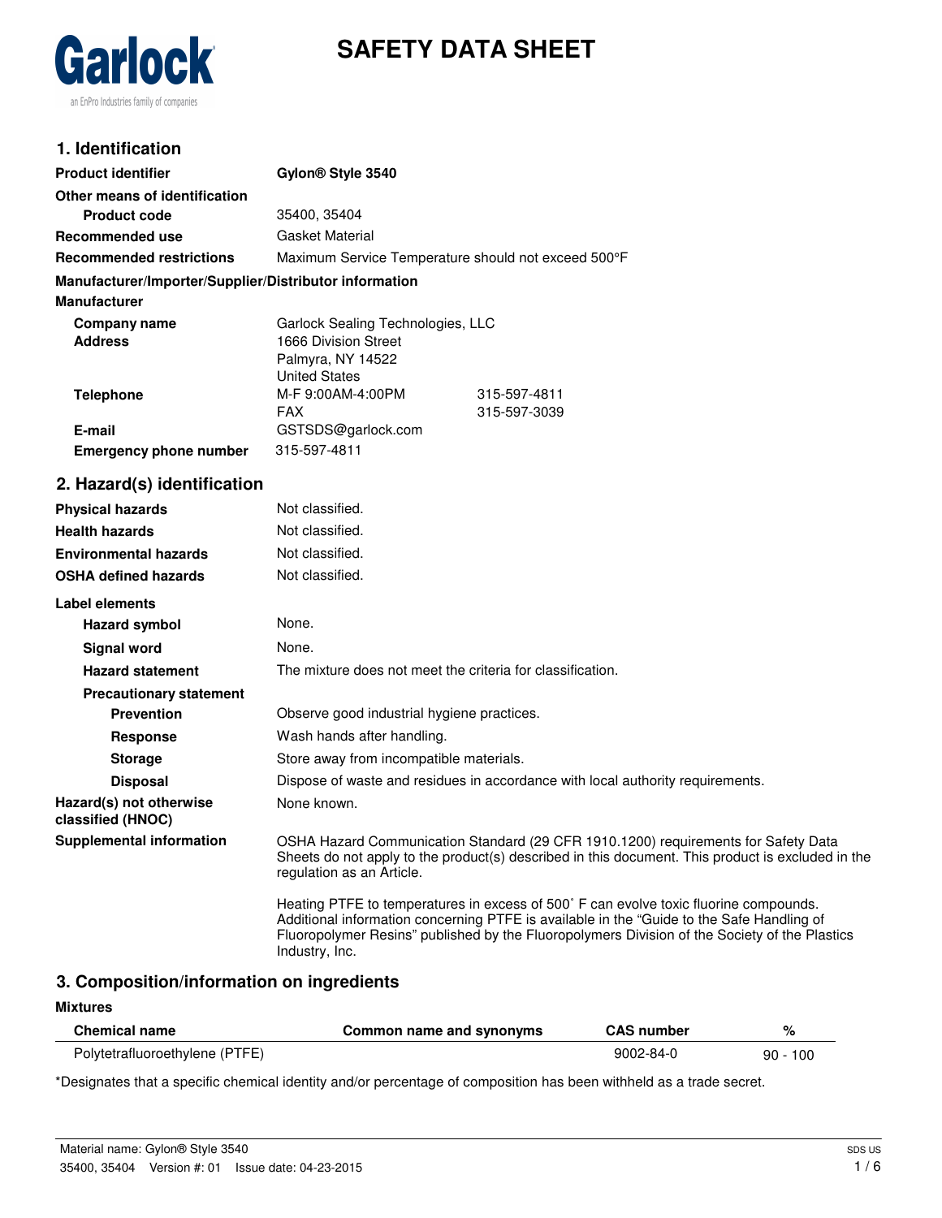# SAFETY DATA SHEET

## 1. Identification

| | |
|---|---|
| **Product identifier** | **Gylon® Style 3540** |
| **Other means of identification** | |
| **Product code** | 35400, 35404 |
| **Recommended use** | Gasket Material |
| **Recommended restrictions** | Maximum Service Temperature should not exceed 500°F |

**Manufacturer/Importer/Supplier/Distributor information**

**Manufacturer**

| | | |
|---|---|---|
| **Company name** | Garlock Sealing Technologies, LLC | |
| **Address** | 1666 Division Street<br>Palmyra, NY 14522<br>United States | |
| **Telephone** | M-F 9:00AM-4:00PM | 315-597-4811 |
| | FAX | 315-597-3039 |
| **E-mail** | GSTSDS@garlock.com | |
| **Emergency phone number** | 315-597-4811 | |

## 2. Hazard(s) identification

| | |
|---|---|
| **Physical hazards** | Not classified. |
| **Health hazards** | Not classified. |
| **Environmental hazards** | Not classified. |
| **OSHA defined hazards** | Not classified. |

**Label elements**

| | |
|---|---|
| **Hazard symbol** | None. |
| **Signal word** | None. |
| **Hazard statement** | The mixture does not meet the criteria for classification. |
| **Precautionary statement** | |
| **Prevention** | Observe good industrial hygiene practices. |
| **Response** | Wash hands after handling. |
| **Storage** | Store away from incompatible materials. |
| **Disposal** | Dispose of waste and residues in accordance with local authority requirements. |
| **Hazard(s) not otherwise classified (HNOC)** | None known. |
| **Supplemental information** | OSHA Hazard Communication Standard (29 CFR 1910.1200) requirements for Safety Data Sheets do not apply to the product(s) described in this document. This product is excluded in the regulation as an Article. |

Heating PTFE to temperatures in excess of 500˚ F can evolve toxic fluorine compounds. Additional information concerning PTFE is available in the “Guide to the Safe Handling of Fluoropolymer Resins” published by the Fluoropolymers Division of the Society of the Plastics Industry, Inc.

## 3. Composition/information on ingredients

**Mixtures**

| Chemical name | Common name and synonyms | CAS number | % |
|---|---|---|---|
| Polytetrafluoroethylene (PTFE) | | 9002-84-0 | 90 - 100 |

*Designates that a specific chemical identity and/or percentage of composition has been withheld as a trade secret.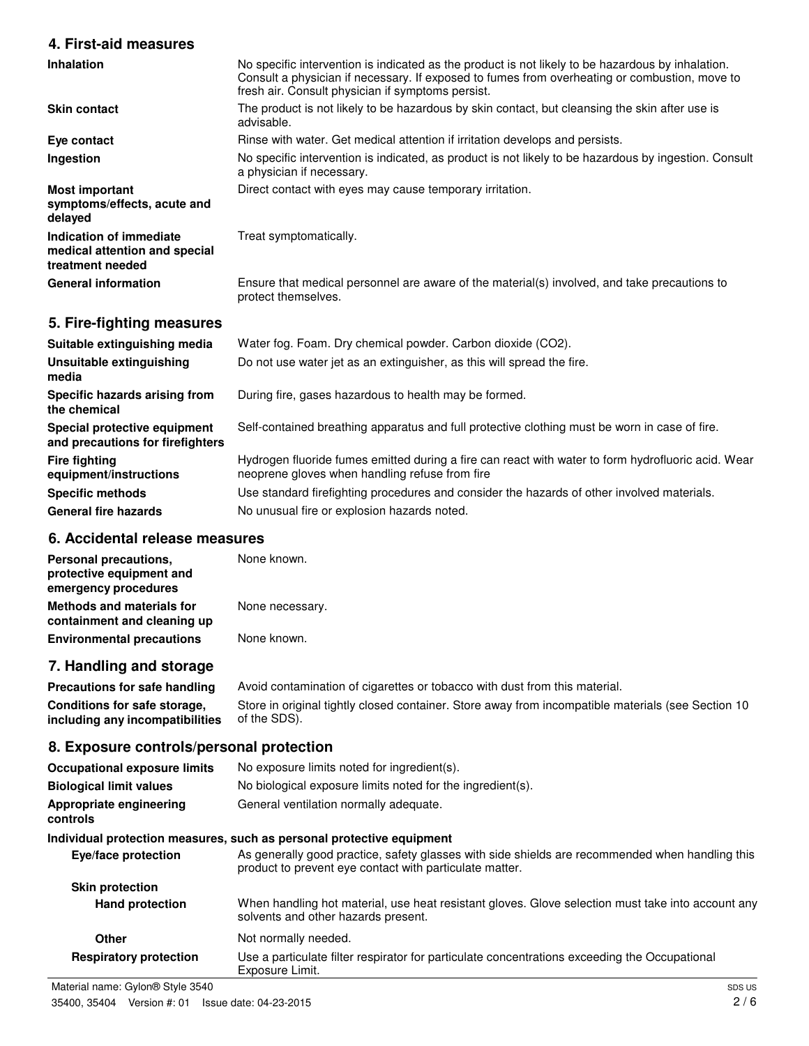## 4. First-aid measures

| | |
|---|---|
| **Inhalation** | No specific intervention is indicated as the product is not likely to be hazardous by inhalation. Consult a physician if necessary. If exposed to fumes from overheating or combustion, move to fresh air. Consult physician if symptoms persist. |
| **Skin contact** | The product is not likely to be hazardous by skin contact, but cleansing the skin after use is advisable. |
| **Eye contact** | Rinse with water. Get medical attention if irritation develops and persists. |
| **Ingestion** | No specific intervention is indicated, as product is not likely to be hazardous by ingestion. Consult a physician if necessary. |
| **Most important symptoms/effects, acute and delayed** | Direct contact with eyes may cause temporary irritation. |
| **Indication of immediate medical attention and special treatment needed** | Treat symptomatically. |
| **General information** | Ensure that medical personnel are aware of the material(s) involved, and take precautions to protect themselves. |

## 5. Fire-fighting measures

| | |
|---|---|
| **Suitable extinguishing media** | Water fog. Foam. Dry chemical powder. Carbon dioxide ($CO_2$). |
| **Unsuitable extinguishing media** | Do not use water jet as an extinguisher, as this will spread the fire. |
| **Specific hazards arising from the chemical** | During fire, gases hazardous to health may be formed. |
| **Special protective equipment and precautions for firefighters** | Self-contained breathing apparatus and full protective clothing must be worn in case of fire. |
| **Fire fighting equipment/instructions** | Hydrogen fluoride fumes emitted during a fire can react with water to form hydrofluoric acid. Wear neoprene gloves when handling refuse from fire |
| **Specific methods** | Use standard firefighting procedures and consider the hazards of other involved materials. |
| **General fire hazards** | No unusual fire or explosion hazards noted. |

## 6. Accidental release measures

| | |
|---|---|
| **Personal precautions, protective equipment and emergency procedures** | None known. |
| **Methods and materials for containment and cleaning up** | None necessary. |
| **Environmental precautions** | None known. |

## 7. Handling and storage

| | |
|---|---|
| **Precautions for safe handling** | Avoid contamination of cigarettes or tobacco with dust from this material. |
| **Conditions for safe storage, including any incompatibilities** | Store in original tightly closed container. Store away from incompatible materials (see Section 10 of the SDS). |

## 8. Exposure controls/personal protection

| | |
|---|---|
| **Occupational exposure limits** | No exposure limits noted for ingredient(s). |
| **Biological limit values** | No biological exposure limits noted for the ingredient(s). |
| **Appropriate engineering controls** | General ventilation normally adequate. |

**Individual protection measures, such as personal protective equipment**

| | |
|---|---|
| **Eye/face protection** | As generally good practice, safety glasses with side shields are recommended when handling this product to prevent eye contact with particulate matter. |
| **Skin protection** | |
| **Hand protection** | When handling hot material, use heat resistant gloves. Glove selection must take into account any solvents and other hazards present. |
| **Other** | Not normally needed. |
| **Respiratory protection** | Use a particulate filter respirator for particulate concentrations exceeding the Occupational Exposure Limit. |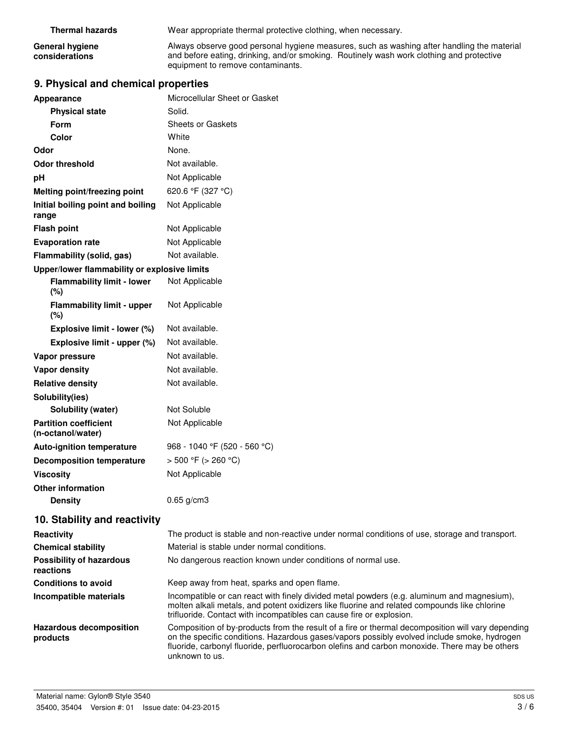| | |
|---|---|
| **Thermal hazards** | Wear appropriate thermal protective clothing, when necessary. |
| **General hygiene considerations** | Always observe good personal hygiene measures, such as washing after handling the material and before eating, drinking, and/or smoking. Routinely wash work clothing and protective equipment to remove contaminants. |

## 9. Physical and chemical properties

| | |
|---|---|
| **Appearance** | Microcellular Sheet or Gasket |
| **Physical state** | Solid. |
| **Form** | Sheets or Gaskets |
| **Color** | White |
| **Odor** | None. |
| **Odor threshold** | Not available. |
| **pH** | Not Applicable |
| **Melting point/freezing point** | 620.6 °F (327 °C) |
| **Initial boiling point and boiling range** | Not Applicable |
| **Flash point** | Not Applicable |
| **Evaporation rate** | Not Applicable |
| **Flammability (solid, gas)** | Not available. |
| **Upper/lower flammability or explosive limits** | |
| **Flammability limit - lower (%)** | Not Applicable |
| **Flammability limit - upper (%)** | Not Applicable |
| **Explosive limit - lower (%)** | Not available. |
| **Explosive limit - upper (%)** | Not available. |
| **Vapor pressure** | Not available. |
| **Vapor density** | Not available. |
| **Relative density** | Not available. |
| **Solubility(ies)** | |
| **Solubility (water)** | Not Soluble |
| **Partition coefficient (n-octanol/water)** | Not Applicable |
| **Auto-ignition temperature** | 968 - 1040 °F (520 - 560 °C) |
| **Decomposition temperature** | > 500 °F (> 260 °C) |
| **Viscosity** | Not Applicable |
| **Other information** | |
| **Density** | 0.65 g/cm3 |

## 10. Stability and reactivity

| | |
|---|---|
| **Reactivity** | The product is stable and non-reactive under normal conditions of use, storage and transport. |
| **Chemical stability** | Material is stable under normal conditions. |
| **Possibility of hazardous reactions** | No dangerous reaction known under conditions of normal use. |
| **Conditions to avoid** | Keep away from heat, sparks and open flame. |
| **Incompatible materials** | Incompatible or can react with finely divided metal powders (e.g. aluminum and magnesium), molten alkali metals, and potent oxidizers like fluorine and related compounds like chlorine trifluoride. Contact with incompatibles can cause fire or explosion. |
| **Hazardous decomposition products** | Composition of by-products from the result of a fire or thermal decomposition will vary depending on the specific conditions. Hazardous gases/vapors possibly evolved include smoke, hydrogen fluoride, carbonyl fluoride, perfluorocarbon olefins and carbon monoxide. There may be others unknown to us. |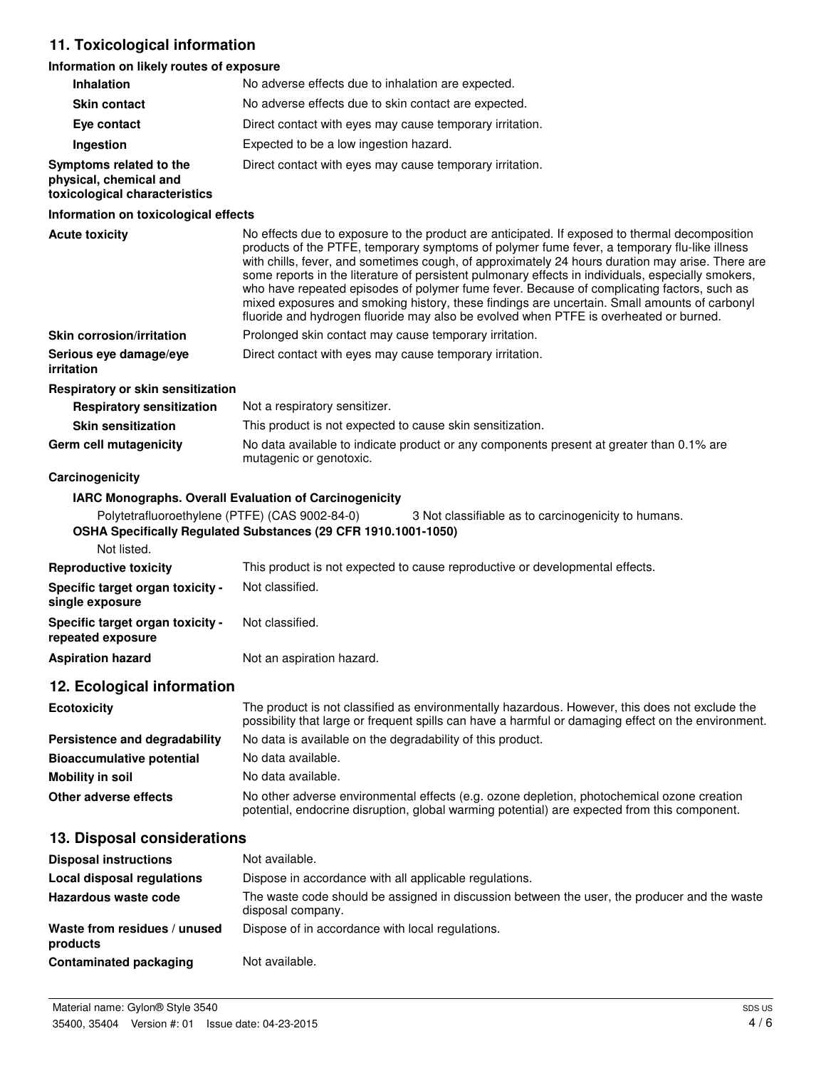## 11. Toxicological information

### Information on likely routes of exposure

| | |
|---|---|
| **Inhalation** | No adverse effects due to inhalation are expected. |
| **Skin contact** | No adverse effects due to skin contact are expected. |
| **Eye contact** | Direct contact with eyes may cause temporary irritation. |
| **Ingestion** | Expected to be a low ingestion hazard. |
| **Symptoms related to the physical, chemical and toxicological characteristics** | Direct contact with eyes may cause temporary irritation. |

### Information on toxicological effects

| | |
|---|---|
| **Acute toxicity** | No effects due to exposure to the product are anticipated. If exposed to thermal decomposition products of the PTFE, temporary symptoms of polymer fume fever, a temporary flu-like illness with chills, fever, and sometimes cough, of approximately 24 hours duration may arise. There are some reports in the literature of persistent pulmonary effects in individuals, especially smokers, who have repeated episodes of polymer fume fever. Because of complicating factors, such as mixed exposures and smoking history, these findings are uncertain. Small amounts of carbonyl fluoride and hydrogen fluoride may also be evolved when PTFE is overheated or burned. |
| **Skin corrosion/irritation** | Prolonged skin contact may cause temporary irritation. |
| **Serious eye damage/eye irritation** | Direct contact with eyes may cause temporary irritation. |

**Respiratory or skin sensitization**

| | |
|---|---|
| **Respiratory sensitization** | Not a respiratory sensitizer. |
| **Skin sensitization** | This product is not expected to cause skin sensitization. |
| **Germ cell mutagenicity** | No data available to indicate product or any components present at greater than 0.1% are mutagenic or genotoxic. |

**Carcinogenicity**

**IARC Monographs. Overall Evaluation of Carcinogenicity**

Polytetrafluoroethylene (PTFE) (CAS 9002-84-0) — 3 Not classifiable as to carcinogenicity to humans.

**OSHA Specifically Regulated Substances (29 CFR 1910.1001-1050)**

Not listed.

| | |
|---|---|
| **Reproductive toxicity** | This product is not expected to cause reproductive or developmental effects. |
| **Specific target organ toxicity - single exposure** | Not classified. |
| **Specific target organ toxicity - repeated exposure** | Not classified. |
| **Aspiration hazard** | Not an aspiration hazard. |

## 12. Ecological information

| | |
|---|---|
| **Ecotoxicity** | The product is not classified as environmentally hazardous. However, this does not exclude the possibility that large or frequent spills can have a harmful or damaging effect on the environment. |
| **Persistence and degradability** | No data is available on the degradability of this product. |
| **Bioaccumulative potential** | No data available. |
| **Mobility in soil** | No data available. |
| **Other adverse effects** | No other adverse environmental effects (e.g. ozone depletion, photochemical ozone creation potential, endocrine disruption, global warming potential) are expected from this component. |

## 13. Disposal considerations

| | |
|---|---|
| **Disposal instructions** | Not available. |
| **Local disposal regulations** | Dispose in accordance with all applicable regulations. |
| **Hazardous waste code** | The waste code should be assigned in discussion between the user, the producer and the waste disposal company. |
| **Waste from residues / unused products** | Dispose of in accordance with local regulations. |
| **Contaminated packaging** | Not available. |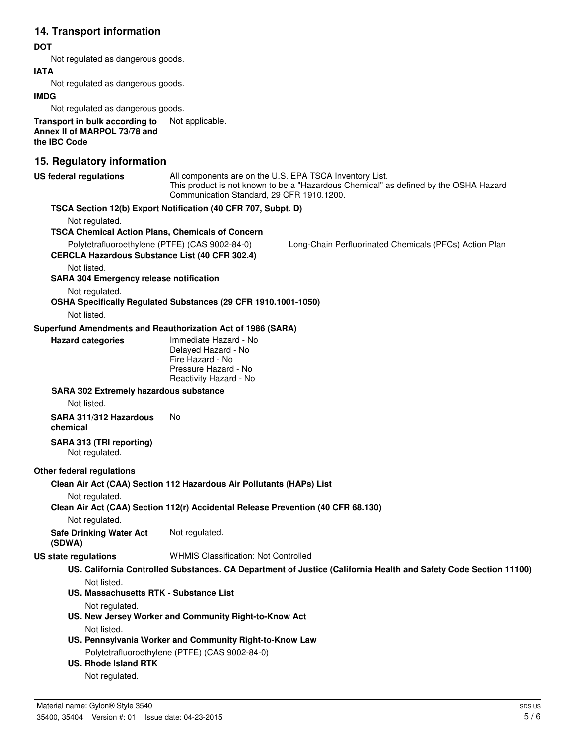## 14. Transport information

**DOT**

Not regulated as dangerous goods.

**IATA**

Not regulated as dangerous goods.

**IMDG**

Not regulated as dangerous goods.

**Transport in bulk according to Annex II of MARPOL 73/78 and the IBC Code** Not applicable.

## 15. Regulatory information

**US federal regulations** All components are on the U.S. EPA TSCA Inventory List.
This product is not known to be a "Hazardous Chemical" as defined by the OSHA Hazard Communication Standard, 29 CFR 1910.1200.

**TSCA Section 12(b) Export Notification (40 CFR 707, Subpt. D)**

Not regulated.

**TSCA Chemical Action Plans, Chemicals of Concern**

Polytetrafluoroethylene (PTFE) (CAS 9002-84-0) Long-Chain Perfluorinated Chemicals (PFCs) Action Plan

**CERCLA Hazardous Substance List (40 CFR 302.4)**

Not listed.

**SARA 304 Emergency release notification**

Not regulated.

**OSHA Specifically Regulated Substances (29 CFR 1910.1001-1050)**

Not listed.

**Superfund Amendments and Reauthorization Act of 1986 (SARA)**

**Hazard categories**

Immediate Hazard - No
Delayed Hazard - No
Fire Hazard - No
Pressure Hazard - No
Reactivity Hazard - No

**SARA 302 Extremely hazardous substance**

Not listed.

**SARA 311/312 Hazardous chemical** No

**SARA 313 (TRI reporting)**

Not regulated.

**Other federal regulations**

**Clean Air Act (CAA) Section 112 Hazardous Air Pollutants (HAPs) List**

Not regulated.

**Clean Air Act (CAA) Section 112(r) Accidental Release Prevention (40 CFR 68.130)**

Not regulated.

**Safe Drinking Water Act (SDWA)** Not regulated.

**US state regulations** WHMIS Classification: Not Controlled

**US. California Controlled Substances. CA Department of Justice (California Health and Safety Code Section 11100)**

Not listed.

**US. Massachusetts RTK - Substance List**

Not regulated.

**US. New Jersey Worker and Community Right-to-Know Act**

Not listed.

**US. Pennsylvania Worker and Community Right-to-Know Law**

Polytetrafluoroethylene (PTFE) (CAS 9002-84-0)

**US. Rhode Island RTK**

Not regulated.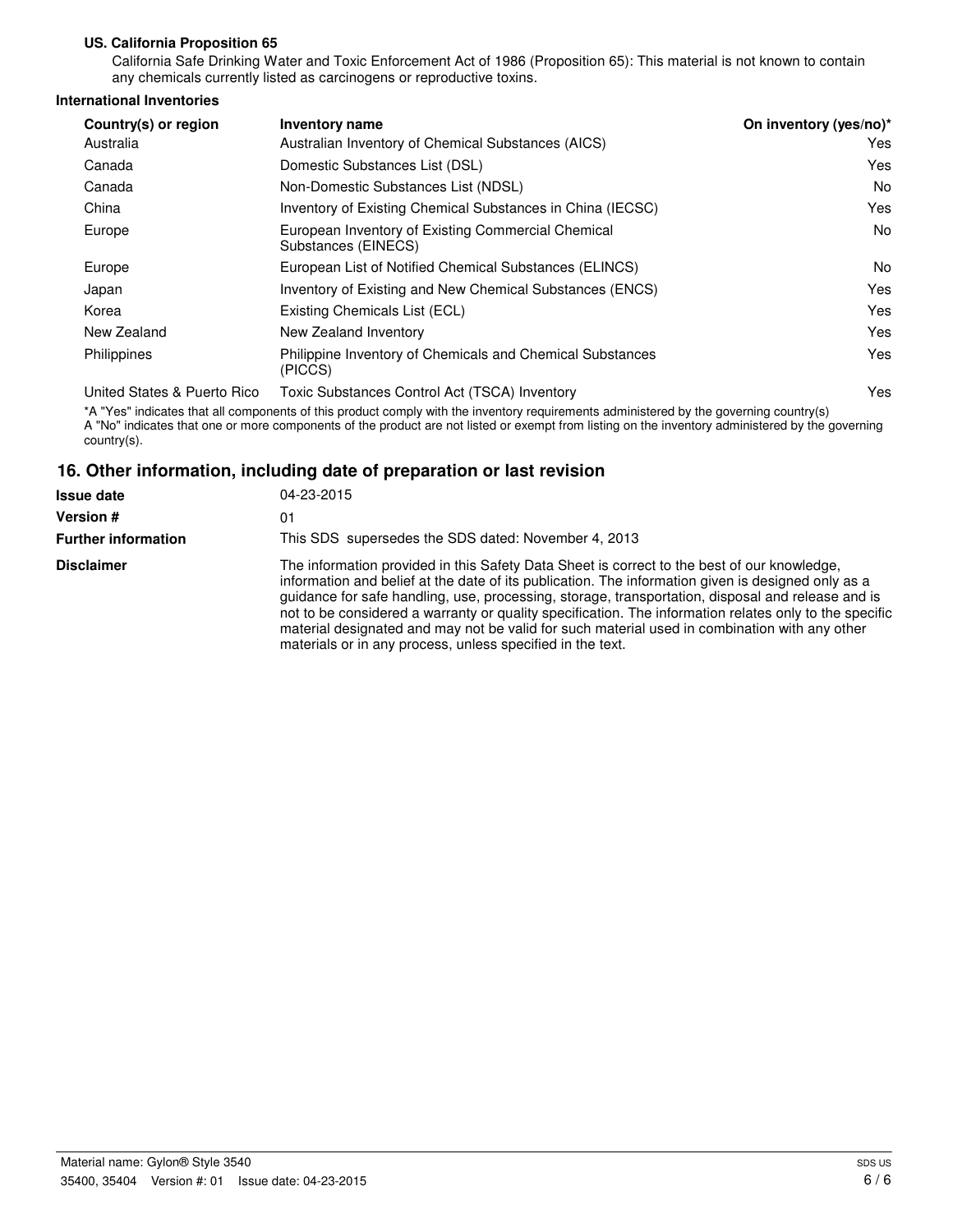**US. California Proposition 65**

California Safe Drinking Water and Toxic Enforcement Act of 1986 (Proposition 65): This material is not known to contain any chemicals currently listed as carcinogens or reproductive toxins.

**International Inventories**

| Country(s) or region | Inventory name | On inventory (yes/no)* |
|---|---|---|
| Australia | Australian Inventory of Chemical Substances (AICS) | Yes |
| Canada | Domestic Substances List (DSL) | Yes |
| Canada | Non-Domestic Substances List (NDSL) | No |
| China | Inventory of Existing Chemical Substances in China (IECSC) | Yes |
| Europe | European Inventory of Existing Commercial Chemical Substances (EINECS) | No |
| Europe | European List of Notified Chemical Substances (ELINCS) | No |
| Japan | Inventory of Existing and New Chemical Substances (ENCS) | Yes |
| Korea | Existing Chemicals List (ECL) | Yes |
| New Zealand | New Zealand Inventory | Yes |
| Philippines | Philippine Inventory of Chemicals and Chemical Substances (PICCS) | Yes |
| United States & Puerto Rico | Toxic Substances Control Act (TSCA) Inventory | Yes |

*A "Yes" indicates that all components of this product comply with the inventory requirements administered by the governing country(s)
A "No" indicates that one or more components of the product are not listed or exempt from listing on the inventory administered by the governing country(s).

## 16. Other information, including date of preparation or last revision

**Issue date** 04-23-2015

**Version #** 01

**Further information** This SDS supersedes the SDS dated: November 4, 2013

**Disclaimer** The information provided in this Safety Data Sheet is correct to the best of our knowledge, information and belief at the date of its publication. The information given is designed only as a guidance for safe handling, use, processing, storage, transportation, disposal and release and is not to be considered a warranty or quality specification. The information relates only to the specific material designated and may not be valid for such material used in combination with any other materials or in any process, unless specified in the text.